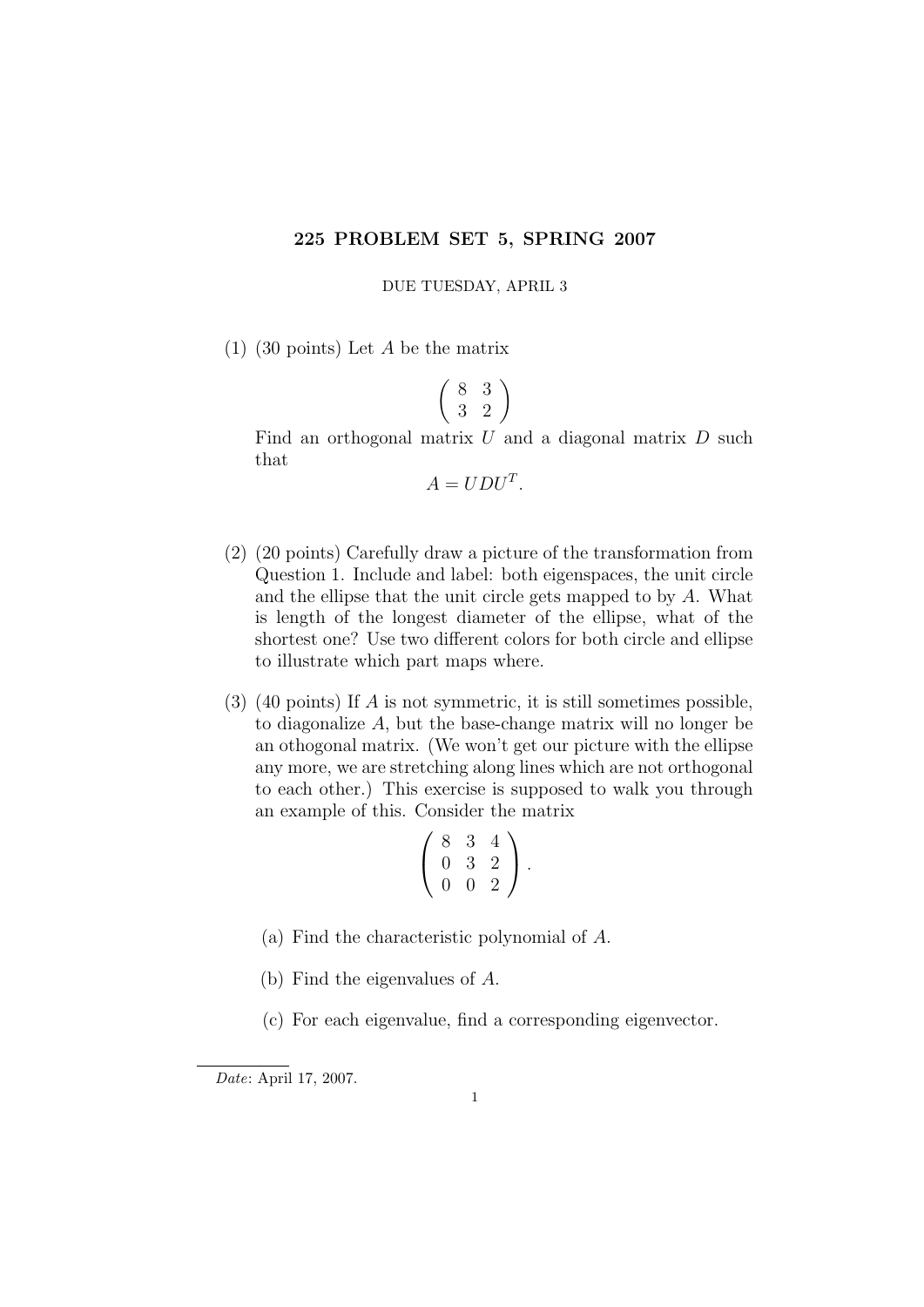# 225 PROBLEM SET 5, SPRING 2007

DUE TUESDAY, APRIL 3

(1) (30 points) Let $A$ be the matrix

$$\begin{pmatrix} 8 & 3 \\ 3 & 2 \end{pmatrix}$$

Find an orthogonal matrix $U$ and a diagonal matrix $D$ such that

$$A = UDU^T.$$

(2) (20 points) Carefully draw a picture of the transformation from Question 1. Include and label: both eigenspaces, the unit circle and the ellipse that the unit circle gets mapped to by $A$. What is length of the longest diameter of the ellipse, what of the shortest one? Use two different colors for both circle and ellipse to illustrate which part maps where.

(3) (40 points) If $A$ is not symmetric, it is still sometimes possible, to diagonalize $A$, but the base-change matrix will no longer be an othogonal matrix. (We won't get our picture with the ellipse any more, we are stretching along lines which are not orthogonal to each other.) This exercise is supposed to walk you through an example of this. Consider the matrix

$$\begin{pmatrix} 8 & 3 & 4 \\ 0 & 3 & 2 \\ 0 & 0 & 2 \end{pmatrix}.$$

(a) Find the characteristic polynomial of $A$.

(b) Find the eigenvalues of $A$.

(c) For each eigenvalue, find a corresponding eigenvector.

*Date*: April 17, 2007.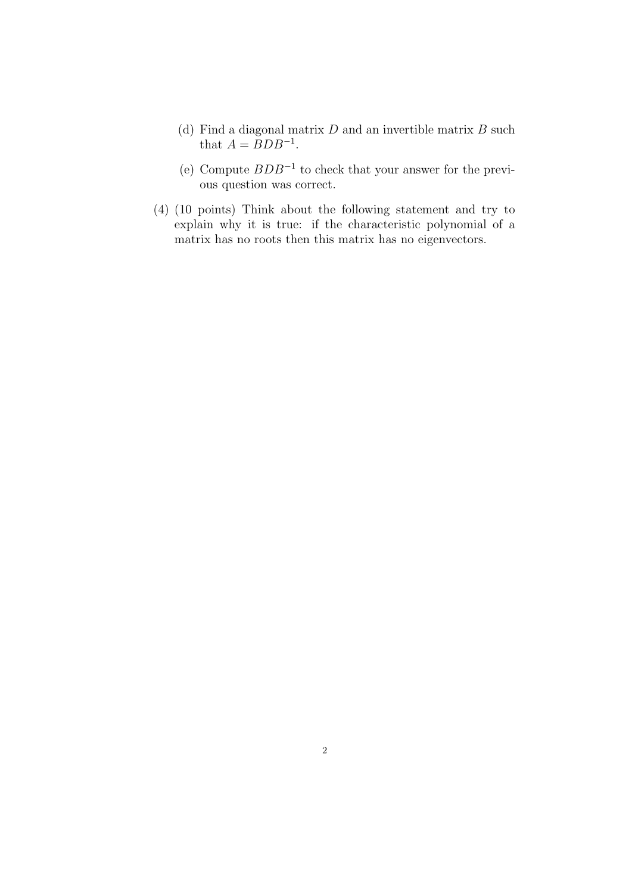(d) Find a diagonal matrix $D$ and an invertible matrix $B$ such that $A = BDB^{-1}$.

(e) Compute $BDB^{-1}$ to check that your answer for the previous question was correct.

(4) (10 points) Think about the following statement and try to explain why it is true: if the characteristic polynomial of a matrix has no roots then this matrix has no eigenvectors.